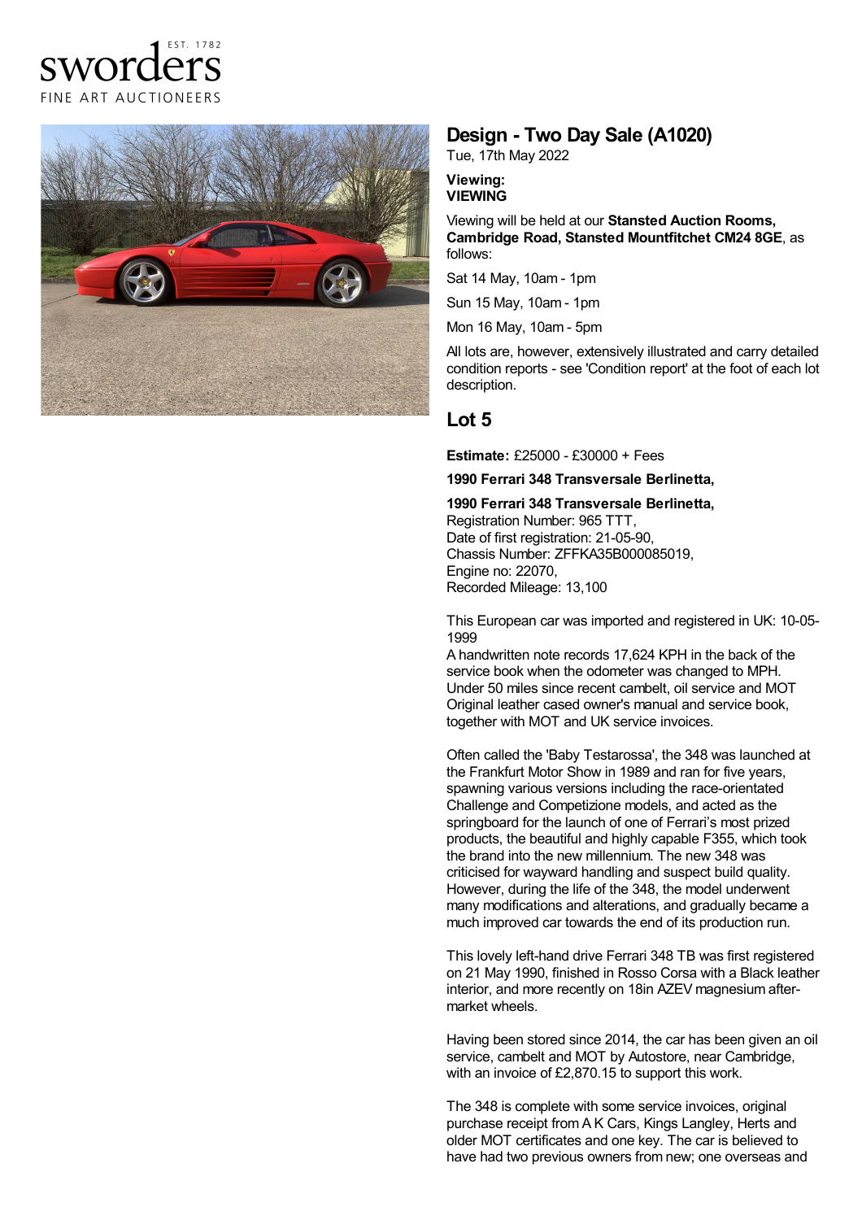sworders
EST. 1782
FINE ART AUCTIONEERS

## Design - Two Day Sale (A1020)

Tue, 17th May 2022

**Viewing:**
**VIEWING**

Viewing will be held at our **Stansted Auction Rooms, Cambridge Road, Stansted Mountfitchet CM24 8GE**, as follows:

Sat 14 May, 10am - 1pm

Sun 15 May, 10am - 1pm

Mon 16 May, 10am - 5pm

All lots are, however, extensively illustrated and carry detailed condition reports - see 'Condition report' at the foot of each lot description.

## Lot 5

**Estimate:** £25000 - £30000 + Fees

**1990 Ferrari 348 Transversale Berlinetta,**

**1990 Ferrari 348 Transversale Berlinetta,**
Registration Number: 965 TTT,
Date of first registration: 21-05-90,
Chassis Number: ZFFKA35B000085019,
Engine no: 22070,
Recorded Mileage: 13,100

This European car was imported and registered in UK: 10-05-1999
A handwritten note records 17,624 KPH in the back of the service book when the odometer was changed to MPH.
Under 50 miles since recent cambelt, oil service and MOT
Original leather cased owner's manual and service book, together with MOT and UK service invoices.

Often called the 'Baby Testarossa', the 348 was launched at the Frankfurt Motor Show in 1989 and ran for five years, spawning various versions including the race-orientated Challenge and Competizione models, and acted as the springboard for the launch of one of Ferrari's most prized products, the beautiful and highly capable F355, which took the brand into the new millennium. The new 348 was criticised for wayward handling and suspect build quality. However, during the life of the 348, the model underwent many modifications and alterations, and gradually became a much improved car towards the end of its production run.

This lovely left-hand drive Ferrari 348 TB was first registered on 21 May 1990, finished in Rosso Corsa with a Black leather interior, and more recently on 18in AZEV magnesium after-market wheels.

Having been stored since 2014, the car has been given an oil service, cambelt and MOT by Autostore, near Cambridge, with an invoice of £2,870.15 to support this work.

The 348 is complete with some service invoices, original purchase receipt from A K Cars, Kings Langley, Herts and older MOT certificates and one key. The car is believed to have had two previous owners from new; one overseas and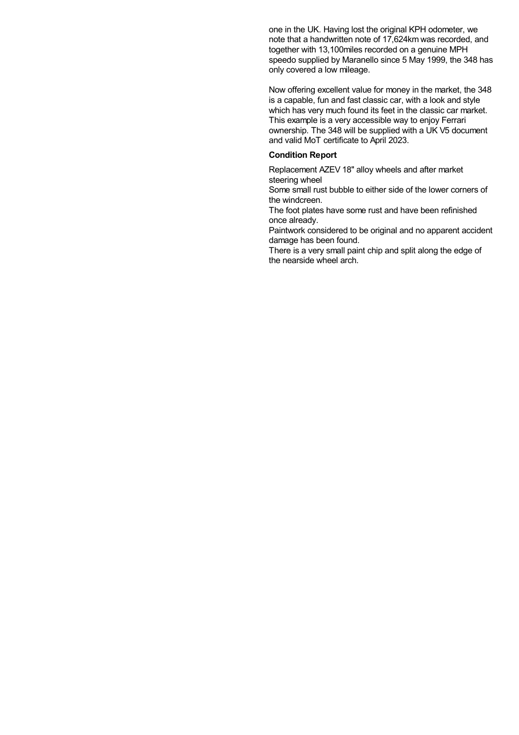one in the UK. Having lost the original KPH odometer, we note that a handwritten note of 17,624km was recorded, and together with 13,100miles recorded on a genuine MPH speedo supplied by Maranello since 5 May 1999, the 348 has only covered a low mileage.

Now offering excellent value for money in the market, the 348 is a capable, fun and fast classic car, with a look and style which has very much found its feet in the classic car market. This example is a very accessible way to enjoy Ferrari ownership. The 348 will be supplied with a UK V5 document and valid MoT certificate to April 2023.

**Condition Report**

Replacement AZEV 18" alloy wheels and after market steering wheel
Some small rust bubble to either side of the lower corners of the windcreen.
The foot plates have some rust and have been refinished once already.
Paintwork considered to be original and no apparent accident damage has been found.
There is a very small paint chip and split along the edge of the nearside wheel arch.